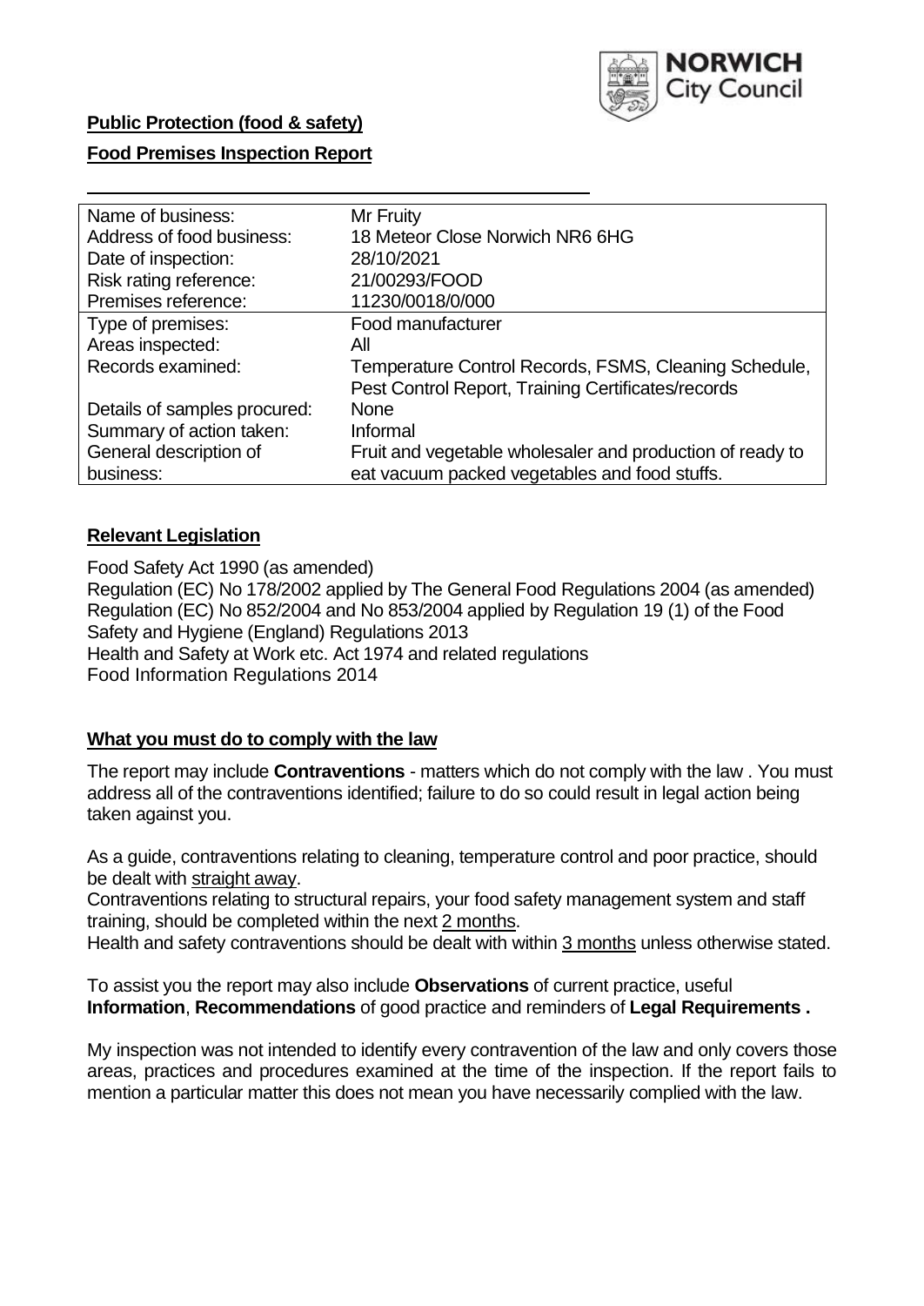**Public Protection (food & safety)**

**Food Premises Inspection Report**

| | |
|---|---|
| Name of business: | Mr Fruity |
| Address of food business: | 18 Meteor Close Norwich NR6 6HG |
| Date of inspection: | 28/10/2021 |
| Risk rating reference: | 21/00293/FOOD |
| Premises reference: | 11230/0018/0/000 |
| Type of premises: | Food manufacturer |
| Areas inspected: | All |
| Records examined: | Temperature Control Records, FSMS, Cleaning Schedule, Pest Control Report, Training Certificates/records |
| Details of samples procured: | None |
| Summary of action taken: | Informal |
| General description of business: | Fruit and vegetable wholesaler and production of ready to eat vacuum packed vegetables and food stuffs. |

## **Relevant Legislation**

Food Safety Act 1990 (as amended)
Regulation (EC) No 178/2002 applied by The General Food Regulations 2004 (as amended)
Regulation (EC) No 852/2004 and No 853/2004 applied by Regulation 19 (1) of the Food Safety and Hygiene (England) Regulations 2013
Health and Safety at Work etc. Act 1974 and related regulations
Food Information Regulations 2014

## **What you must do to comply with the law**

The report may include **Contraventions** - matters which do not comply with the law . You must address all of the contraventions identified; failure to do so could result in legal action being taken against you.

As a guide, contraventions relating to cleaning, temperature control and poor practice, should be dealt with straight away.
Contraventions relating to structural repairs, your food safety management system and staff training, should be completed within the next 2 months.
Health and safety contraventions should be dealt with within 3 months unless otherwise stated.

To assist you the report may also include **Observations** of current practice, useful **Information**, **Recommendations** of good practice and reminders of **Legal Requirements .**

My inspection was not intended to identify every contravention of the law and only covers those areas, practices and procedures examined at the time of the inspection. If the report fails to mention a particular matter this does not mean you have necessarily complied with the law.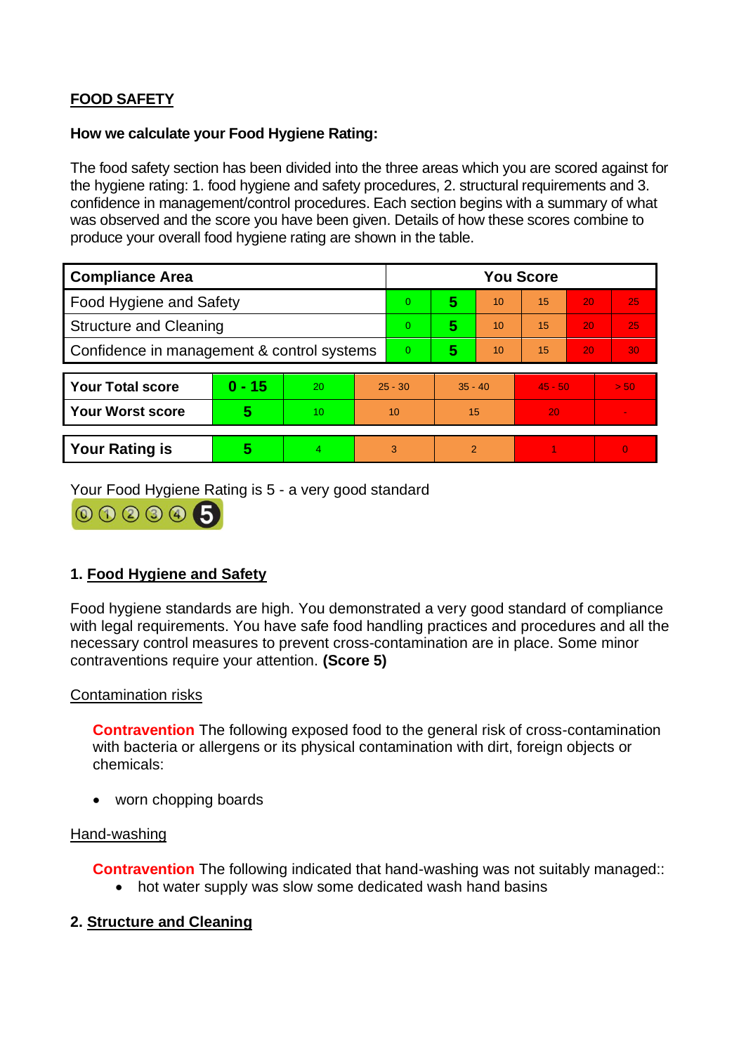**FOOD SAFETY**

**How we calculate your Food Hygiene Rating:**

The food safety section has been divided into the three areas which you are scored against for the hygiene rating: 1. food hygiene and safety procedures, 2. structural requirements and 3. confidence in management/control procedures. Each section begins with a summary of what was observed and the score you have been given. Details of how these scores combine to produce your overall food hygiene rating are shown in the table.

| Compliance Area | You Score | | | | | |
|---|---|---|---|---|---|---|
| Food Hygiene and Safety | 0 | **5** | 10 | 15 | 20 | 25 |
| Structure and Cleaning | 0 | **5** | 10 | 15 | 20 | 25 |
| Confidence in management & control systems | 0 | **5** | 10 | 15 | 20 | 30 |

| | | | | | | |
|---|---|---|---|---|---|---|
| **Your Total score** | **0 - 15** | 20 | 25 - 30 | 35 - 40 | 45 - 50 | > 50 |
| **Your Worst score** | **5** | 10 | 10 | 15 | 20 | - |
| **Your Rating is** | **5** | 4 | 3 | 2 | 1 | 0 |

Your Food Hygiene Rating is 5 - a very good standard

## 1. Food Hygiene and Safety

Food hygiene standards are high. You demonstrated a very good standard of compliance with legal requirements. You have safe food handling practices and procedures and all the necessary control measures to prevent cross-contamination are in place. Some minor contraventions require your attention. **(Score 5)**

Contamination risks

**Contravention** The following exposed food to the general risk of cross-contamination with bacteria or allergens or its physical contamination with dirt, foreign objects or chemicals:

- worn chopping boards

Hand-washing

**Contravention** The following indicated that hand-washing was not suitably managed::

- hot water supply was slow some dedicated wash hand basins

## 2. Structure and Cleaning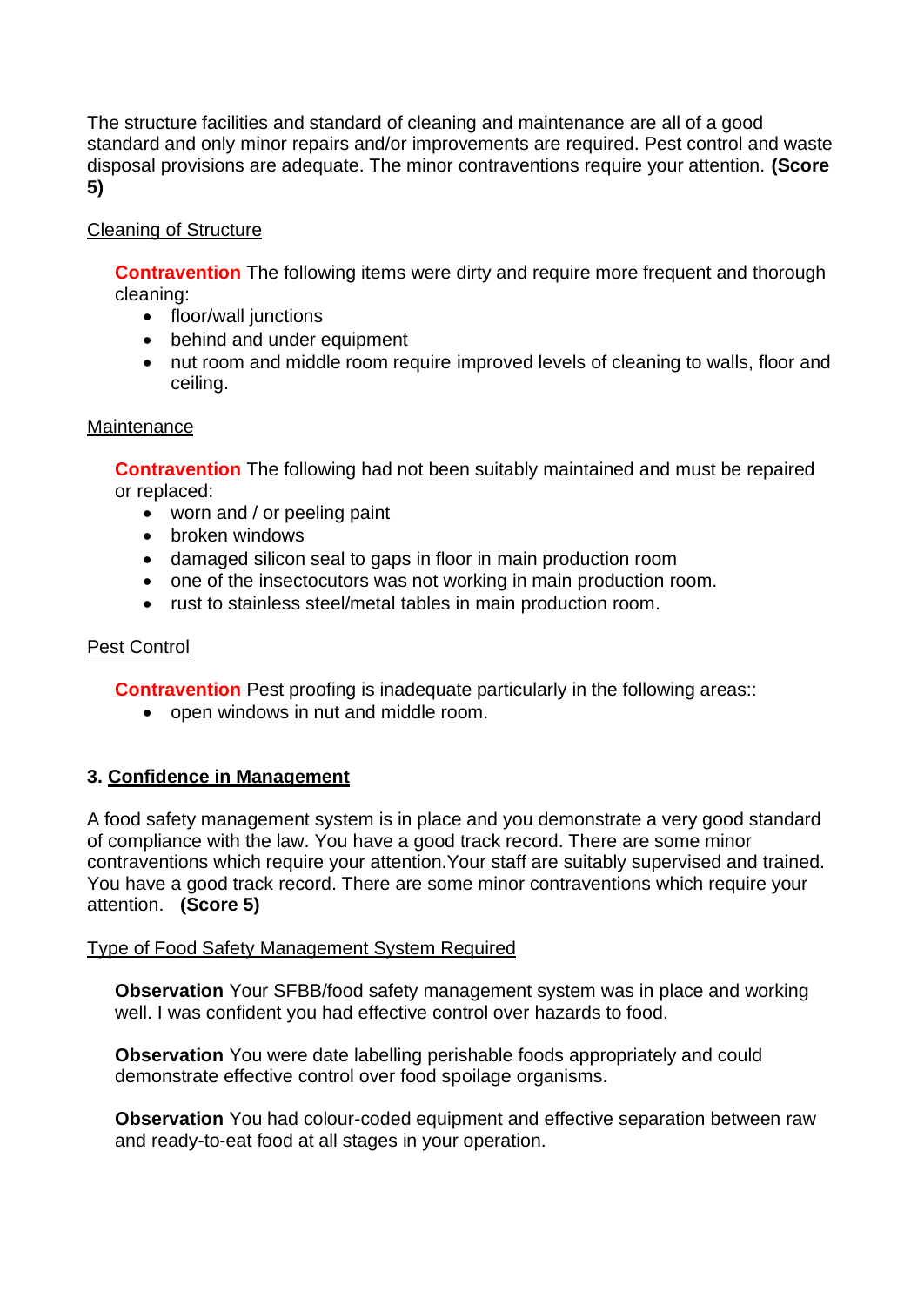The structure facilities and standard of cleaning and maintenance are all of a good standard and only minor repairs and/or improvements are required. Pest control and waste disposal provisions are adequate. The minor contraventions require your attention. **(Score 5)**

<u>Cleaning of Structure</u>

**Contravention** The following items were dirty and require more frequent and thorough cleaning:

- floor/wall junctions
- behind and under equipment
- nut room and middle room require improved levels of cleaning to walls, floor and ceiling.

<u>Maintenance</u>

**Contravention** The following had not been suitably maintained and must be repaired or replaced:

- worn and / or peeling paint
- broken windows
- damaged silicon seal to gaps in floor in main production room
- one of the insectocutors was not working in main production room.
- rust to stainless steel/metal tables in main production room.

<u>Pest Control</u>

**Contravention** Pest proofing is inadequate particularly in the following areas::

- open windows in nut and middle room.

## 3. Confidence in Management

A food safety management system is in place and you demonstrate a very good standard of compliance with the law. You have a good track record. There are some minor contraventions which require your attention.Your staff are suitably supervised and trained. You have a good track record. There are some minor contraventions which require your attention. **(Score 5)**

<u>Type of Food Safety Management System Required</u>

**Observation** Your SFBB/food safety management system was in place and working well. I was confident you had effective control over hazards to food.

**Observation** You were date labelling perishable foods appropriately and could demonstrate effective control over food spoilage organisms.

**Observation** You had colour-coded equipment and effective separation between raw and ready-to-eat food at all stages in your operation.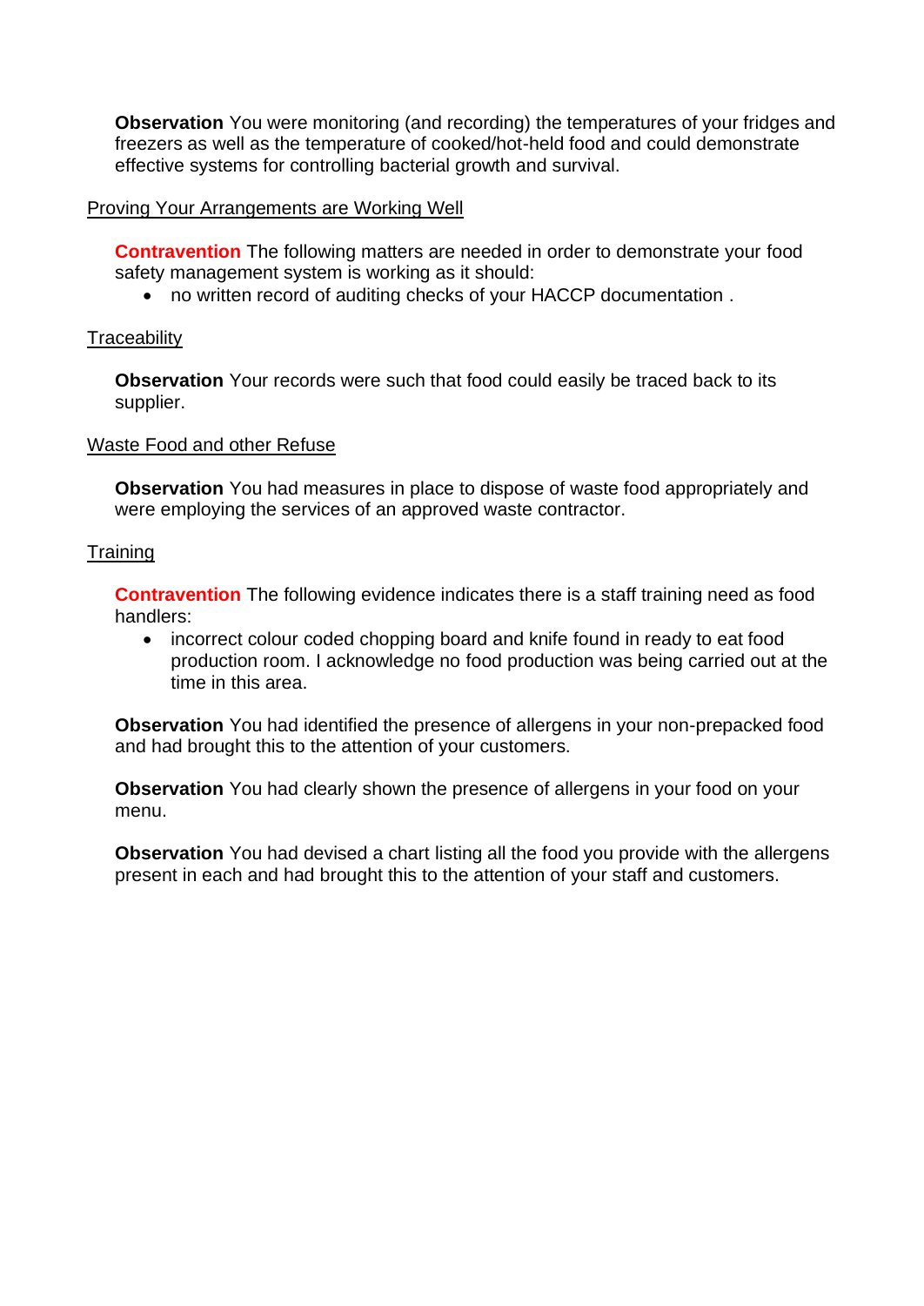**Observation** You were monitoring (and recording) the temperatures of your fridges and freezers as well as the temperature of cooked/hot-held food and could demonstrate effective systems for controlling bacterial growth and survival.

Proving Your Arrangements are Working Well

**Contravention** The following matters are needed in order to demonstrate your food safety management system is working as it should:

- no written record of auditing checks of your HACCP documentation .

Traceability

**Observation** Your records were such that food could easily be traced back to its supplier.

Waste Food and other Refuse

**Observation** You had measures in place to dispose of waste food appropriately and were employing the services of an approved waste contractor.

Training

**Contravention** The following evidence indicates there is a staff training need as food handlers:

- incorrect colour coded chopping board and knife found in ready to eat food production room. I acknowledge no food production was being carried out at the time in this area.

**Observation** You had identified the presence of allergens in your non-prepacked food and had brought this to the attention of your customers.

**Observation** You had clearly shown the presence of allergens in your food on your menu.

**Observation** You had devised a chart listing all the food you provide with the allergens present in each and had brought this to the attention of your staff and customers.